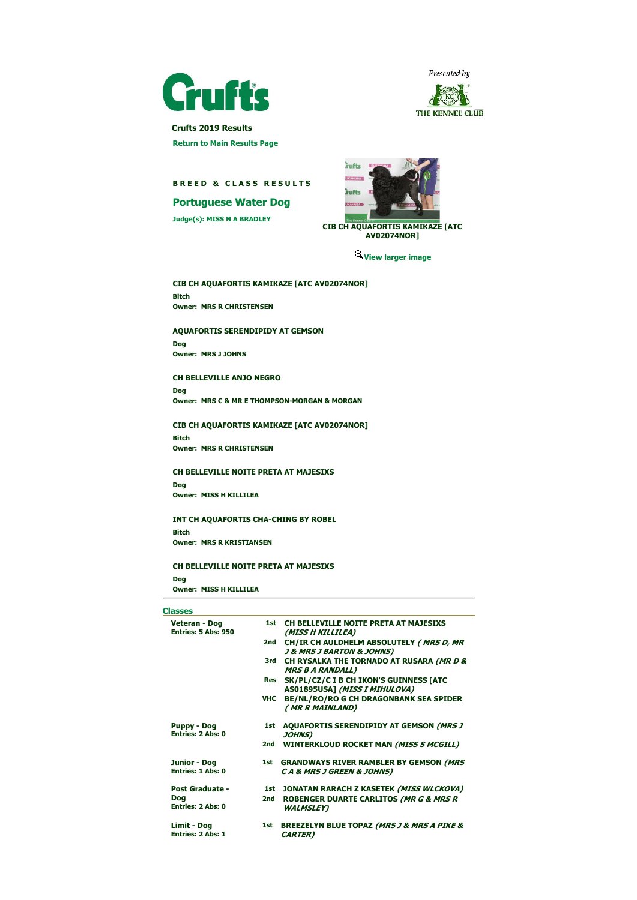Crufts

Presented by THE KENNEL CLUB

**Crufts 2019 Results**

**Return to Main Results Page**

**BREED & CLASS RESULTS**

## Portuguese Water Dog

**Judge(s): MISS N A BRADLEY**

**CIB CH AQUAFORTIS KAMIKAZE [ATC AV02074NOR]**

**View larger image**

**CIB CH AQUAFORTIS KAMIKAZE [ATC AV02074NOR]**
Bitch
Owner: MRS R CHRISTENSEN

**AQUAFORTIS SERENDIPIDY AT GEMSON**
Dog
Owner: MRS J JOHNS

**CH BELLEVILLE ANJO NEGRO**
Dog
Owner: MRS C & MR E THOMPSON-MORGAN & MORGAN

**CIB CH AQUAFORTIS KAMIKAZE [ATC AV02074NOR]**
Bitch
Owner: MRS R CHRISTENSEN

**CH BELLEVILLE NOITE PRETA AT MAJESIXS**
Dog
Owner: MISS H KILLILEA

**INT CH AQUAFORTIS CHA-CHING BY ROBEL**
Bitch
Owner: MRS R KRISTIANSEN

**CH BELLEVILLE NOITE PRETA AT MAJESIXS**
Dog
Owner: MISS H KILLILEA

## Classes

| Class | Place | Dog (Owner) |
|---|---|---|
| **Veteran - Dog** Entries: 5 Abs: 950 | 1st | CH BELLEVILLE NOITE PRETA AT MAJESIXS *(MISS H KILLILEA)* |
| | 2nd | CH/IR CH AULDHELM ABSOLUTELY *( MRS D, MR J & MRS J BARTON & JOHNS)* |
| | 3rd | CH RYSALKA THE TORNADO AT RUSARA *(MR D & MRS B A RANDALL)* |
| | Res | SK/PL/CZ/C I B CH IKON'S GUINNESS [ATC AS01895USA] *(MISS I MIHULOVA)* |
| | VHC | BE/NL/RO/RO G CH DRAGONBANK SEA SPIDER *( MR R MAINLAND)* |
| **Puppy - Dog** Entries: 2 Abs: 0 | 1st | AQUAFORTIS SERENDIPIDY AT GEMSON *(MRS J JOHNS)* |
| | 2nd | WINTERKLOUD ROCKET MAN *(MISS S MCGILL)* |
| **Junior - Dog** Entries: 1 Abs: 0 | 1st | GRANDWAYS RIVER RAMBLER BY GEMSON *(MRS C A & MRS J GREEN & JOHNS)* |
| **Post Graduate - Dog** Entries: 2 Abs: 0 | 1st | JONATAN RARACH Z KASETEK *(MISS WLCKOVA)* |
| | 2nd | ROBENGER DUARTE CARLITOS *(MR G & MRS R WALMSLEY)* |
| **Limit - Dog** Entries: 2 Abs: 1 | 1st | BREEZELYN BLUE TOPAZ *(MRS J & MRS A PIKE & CARTER)* |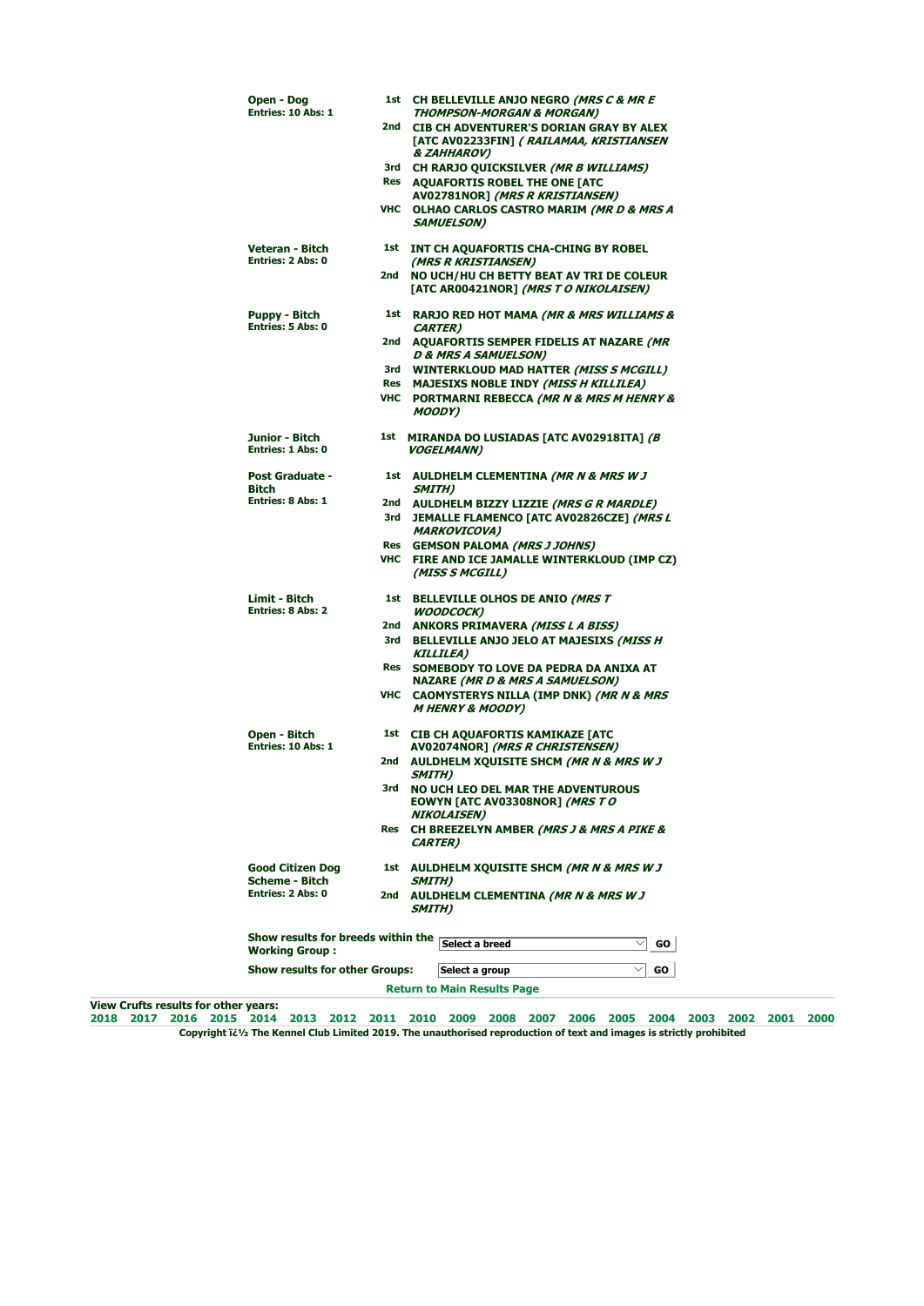| | | |
|---|---|---|
| **Open - Dog**<br>Entries: 10 Abs: 1 | 1st | CH BELLEVILLE ANJO NEGRO *(MRS C & MR E THOMPSON-MORGAN & MORGAN)* |
| | 2nd | CIB CH ADVENTURER'S DORIAN GRAY BY ALEX [ATC AV02233FIN] *( RAILAMAA, KRISTIANSEN & ZAHHAROV)* |
| | 3rd | CH RARJO QUICKSILVER *(MR B WILLIAMS)* |
| | Res | AQUAFORTIS ROBEL THE ONE [ATC AV02781NOR] *(MRS R KRISTIANSEN)* |
| | VHC | OLHAO CARLOS CASTRO MARIM *(MR D & MRS A SAMUELSON)* |
| **Veteran - Bitch**<br>Entries: 2 Abs: 0 | 1st | INT CH AQUAFORTIS CHA-CHING BY ROBEL *(MRS R KRISTIANSEN)* |
| | 2nd | NO UCH/HU CH BETTY BEAT AV TRI DE COLEUR [ATC AR00421NOR] *(MRS T O NIKOLAISEN)* |
| **Puppy - Bitch**<br>Entries: 5 Abs: 0 | 1st | RARJO RED HOT MAMA *(MR & MRS WILLIAMS & CARTER)* |
| | 2nd | AQUAFORTIS SEMPER FIDELIS AT NAZARE *(MR D & MRS A SAMUELSON)* |
| | 3rd | WINTERKLOUD MAD HATTER *(MISS S MCGILL)* |
| | Res | MAJESIXS NOBLE INDY *(MISS H KILLILEA)* |
| | VHC | PORTMARNI REBECCA *(MR N & MRS M HENRY & MOODY)* |
| **Junior - Bitch**<br>Entries: 1 Abs: 0 | 1st | MIRANDA DO LUSIADAS [ATC AV02918ITA] *(B VOGELMANN)* |
| **Post Graduate - Bitch**<br>Entries: 8 Abs: 1 | 1st | AULDHELM CLEMENTINA *(MR N & MRS W J SMITH)* |
| | 2nd | AULDHELM BIZZY LIZZIE *(MRS G R MARDLE)* |
| | 3rd | JEMALLE FLAMENCO [ATC AV02826CZE] *(MRS L MARKOVICOVA)* |
| | Res | GEMSON PALOMA *(MRS J JOHNS)* |
| | VHC | FIRE AND ICE JAMALLE WINTERKLOUD (IMP CZ) *(MISS S MCGILL)* |
| **Limit - Bitch**<br>Entries: 8 Abs: 2 | 1st | BELLEVILLE OLHOS DE ANIO *(MRS T WOODCOCK)* |
| | 2nd | ANKORS PRIMAVERA *(MISS L A BISS)* |
| | 3rd | BELLEVILLE ANJO JELO AT MAJESIXS *(MISS H KILLILEA)* |
| | Res | SOMEBODY TO LOVE DA PEDRA DA ANIXA AT NAZARE *(MR D & MRS A SAMUELSON)* |
| | VHC | CAOMYSTERYS NILLA (IMP DNK) *(MR N & MRS M HENRY & MOODY)* |
| **Open - Bitch**<br>Entries: 10 Abs: 1 | 1st | CIB CH AQUAFORTIS KAMIKAZE [ATC AV02074NOR] *(MRS R CHRISTENSEN)* |
| | 2nd | AULDHELM XQUISITE SHCM *(MR N & MRS W J SMITH)* |
| | 3rd | NO UCH LEO DEL MAR THE ADVENTUROUS EOWYN [ATC AV03308NOR] *(MRS T O NIKOLAISEN)* |
| | Res | CH BREEZELYN AMBER *(MRS J & MRS A PIKE & CARTER)* |
| **Good Citizen Dog Scheme - Bitch**<br>Entries: 2 Abs: 0 | 1st | AULDHELM XQUISITE SHCM *(MR N & MRS W J SMITH)* |
| | 2nd | AULDHELM CLEMENTINA *(MR N & MRS W J SMITH)* |

**Show results for breeds within the Working Group :** Select a breed GO

**Show results for other Groups:** Select a group GO

Return to Main Results Page

**View Crufts results for other years:**
2018 2017 2016 2015 2014 2013 2012 2011 2010 2009 2008 2007 2006 2005 2004 2003 2002 2001 2000

Copyright ï¿½ The Kennel Club Limited 2019. The unauthorised reproduction of text and images is strictly prohibited